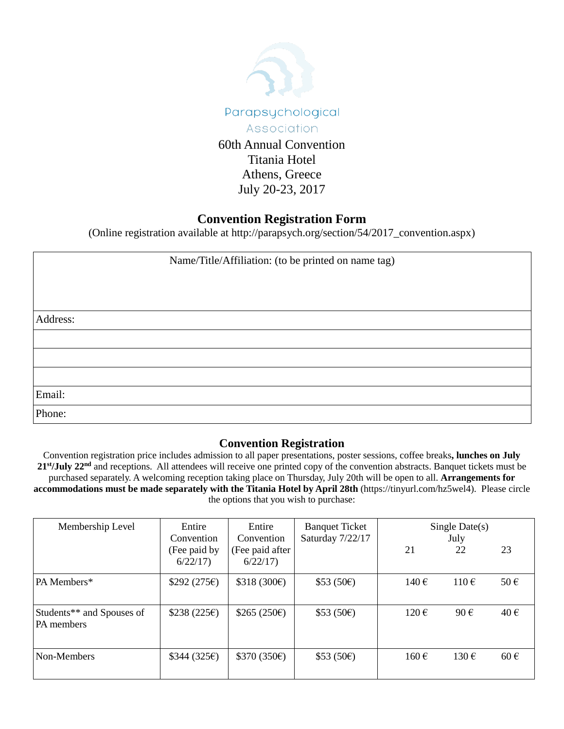Parapsychological Association

60th Annual Convention
Titania Hotel
Athens, Greece
July 20-23, 2017

## Convention Registration Form

(Online registration available at http://parapsych.org/section/54/2017_convention.aspx)

| Name/Title/Affiliation: (to be printed on name tag) |
|---|
| Address: |
| |
| |
| |
| Email: |
| Phone: |

## Convention Registration

Convention registration price includes admission to all paper presentations, poster sessions, coffee breaks**, lunches on July 21st/July 22nd** and receptions. All attendees will receive one printed copy of the convention abstracts. Banquet tickets must be purchased separately. A welcoming reception taking place on Thursday, July 20th will be open to all. **Arrangements for accommodations must be made separately with the Titania Hotel by April 28th** (https://tinyurl.com/hz5wel4). Please circle the options that you wish to purchase:

| Membership Level | Entire Convention (Fee paid by 6/22/17) | Entire Convention (Fee paid after 6/22/17) | Banquet Ticket Saturday 7/22/17 | Single Date(s) July 21 | 22 | 23 |
|---|---|---|---|---|---|---|
| PA Members* | $292 (275€) | $318 (300€) | $53 (50€) | 140 € | 110 € | 50 € |
| Students** and Spouses of PA members | $238 (225€) | $265 (250€) | $53 (50€) | 120 € | 90 € | 40 € |
| Non-Members | $344 (325€) | $370 (350€) | $53 (50€) | 160 € | 130 € | 60 € |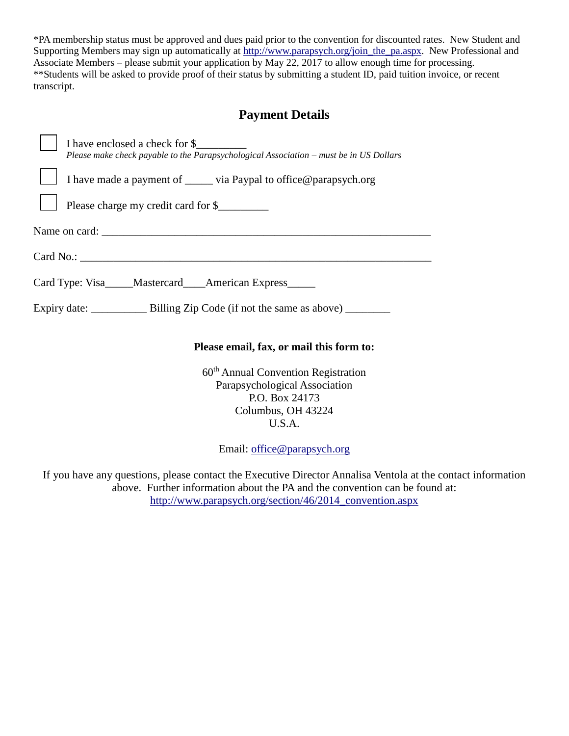*PA membership status must be approved and dues paid prior to the convention for discounted rates. New Student and Supporting Members may sign up automatically at http://www.parapsych.org/join_the_pa.aspx. New Professional and Associate Members – please submit your application by May 22, 2017 to allow enough time for processing.
**Students will be asked to provide proof of their status by submitting a student ID, paid tuition invoice, or recent transcript.

## Payment Details

☐ I have enclosed a check for $_________
*Please make check payable to the Parapsychological Association – must be in US Dollars*

☐ I have made a payment of _____ via Paypal to office@parapsych.org

☐ Please charge my credit card for $_________

Name on card: ____________________________________________________________

Card No.: ________________________________________________________________

Card Type: Visa_____Mastercard____American Express_____

Expiry date: __________ Billing Zip Code (if not the same as above) ________

**Please email, fax, or mail this form to:**

60th Annual Convention Registration
Parapsychological Association
P.O. Box 24173
Columbus, OH 43224
U.S.A.

Email: office@parapsych.org

If you have any questions, please contact the Executive Director Annalisa Ventola at the contact information above. Further information about the PA and the convention can be found at:
http://www.parapsych.org/section/46/2014_convention.aspx